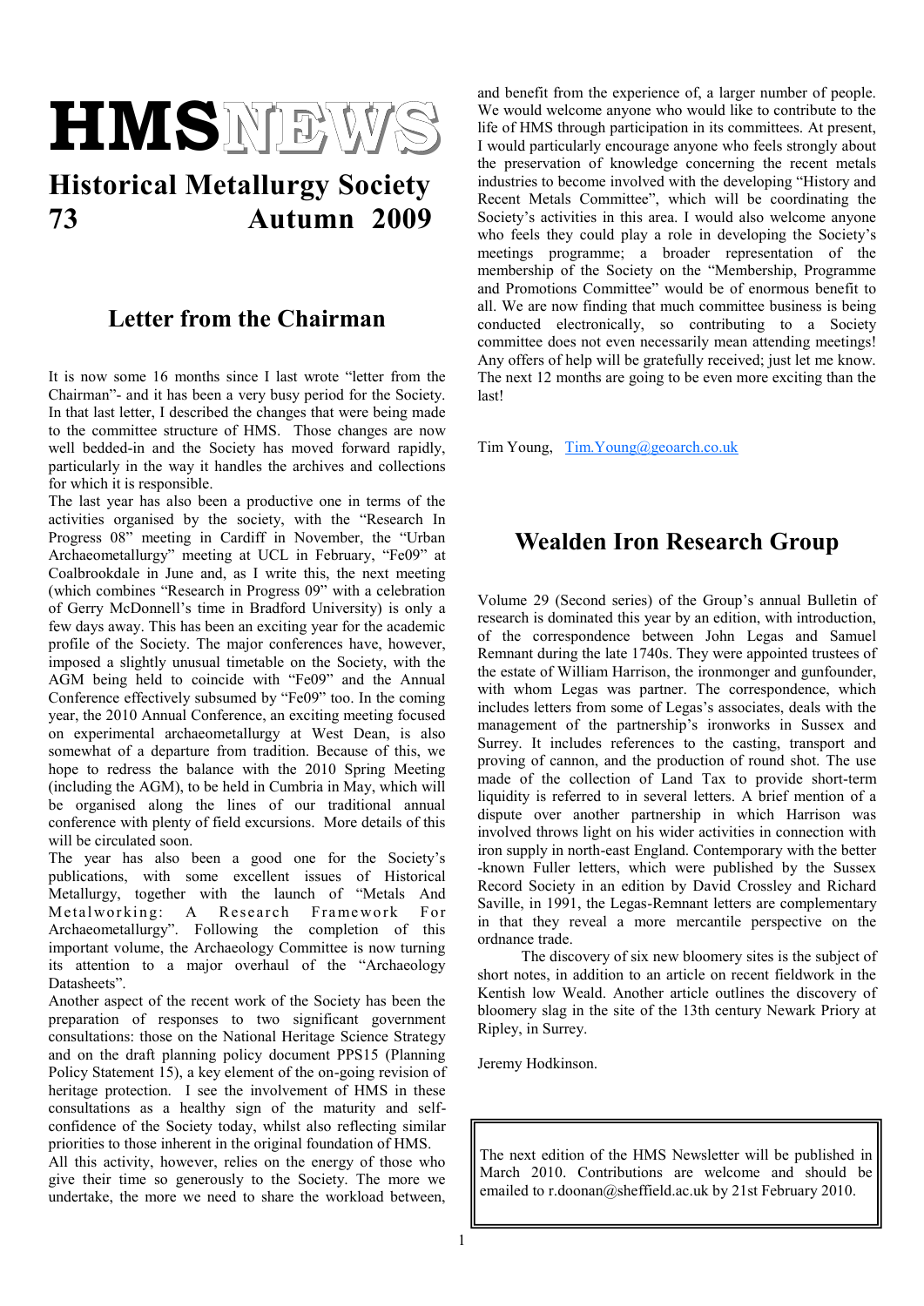# HMSNEWS

## Historical Metallurgy Society

**73 Autumn 2009**

## Letter from the Chairman

It is now some 16 months since I last wrote "letter from the Chairman"- and it has been a very busy period for the Society. In that last letter, I described the changes that were being made to the committee structure of HMS. Those changes are now well bedded-in and the Society has moved forward rapidly, particularly in the way it handles the archives and collections for which it is responsible.

The last year has also been a productive one in terms of the activities organised by the society, with the "Research In Progress 08" meeting in Cardiff in November, the "Urban Archaeometallurgy" meeting at UCL in February, "Fe09" at Coalbrookdale in June and, as I write this, the next meeting (which combines "Research in Progress 09" with a celebration of Gerry McDonnell's time in Bradford University) is only a few days away. This has been an exciting year for the academic profile of the Society. The major conferences have, however, imposed a slightly unusual timetable on the Society, with the AGM being held to coincide with "Fe09" and the Annual Conference effectively subsumed by "Fe09" too. In the coming year, the 2010 Annual Conference, an exciting meeting focused on experimental archaeometallurgy at West Dean, is also somewhat of a departure from tradition. Because of this, we hope to redress the balance with the 2010 Spring Meeting (including the AGM), to be held in Cumbria in May, which will be organised along the lines of our traditional annual conference with plenty of field excursions. More details of this will be circulated soon.

The year has also been a good one for the Society's publications, with some excellent issues of Historical Metallurgy, together with the launch of "Metals And Metalworking: A Research Framework For Archaeometallurgy". Following the completion of this important volume, the Archaeology Committee is now turning its attention to a major overhaul of the "Archaeology Datasheets".

Another aspect of the recent work of the Society has been the preparation of responses to two significant government consultations: those on the National Heritage Science Strategy and on the draft planning policy document PPS15 (Planning Policy Statement 15), a key element of the on-going revision of heritage protection. I see the involvement of HMS in these consultations as a healthy sign of the maturity and self-confidence of the Society today, whilst also reflecting similar priorities to those inherent in the original foundation of HMS.

All this activity, however, relies on the energy of those who give their time so generously to the Society. The more we undertake, the more we need to share the workload between, and benefit from the experience of, a larger number of people. We would welcome anyone who would like to contribute to the life of HMS through participation in its committees. At present, I would particularly encourage anyone who feels strongly about the preservation of knowledge concerning the recent metals industries to become involved with the developing "History and Recent Metals Committee", which will be coordinating the Society's activities in this area. I would also welcome anyone who feels they could play a role in developing the Society's meetings programme; a broader representation of the membership of the Society on the "Membership, Programme and Promotions Committee" would be of enormous benefit to all. We are now finding that much committee business is being conducted electronically, so contributing to a Society committee does not even necessarily mean attending meetings! Any offers of help will be gratefully received; just let me know. The next 12 months are going to be even more exciting than the last!

Tim Young, Tim.Young@geoarch.co.uk

## Wealden Iron Research Group

Volume 29 (Second series) of the Group's annual Bulletin of research is dominated this year by an edition, with introduction, of the correspondence between John Legas and Samuel Remnant during the late 1740s. They were appointed trustees of the estate of William Harrison, the ironmonger and gunfounder, with whom Legas was partner. The correspondence, which includes letters from some of Legas's associates, deals with the management of the partnership's ironworks in Sussex and Surrey. It includes references to the casting, transport and proving of cannon, and the production of round shot. The use made of the collection of Land Tax to provide short-term liquidity is referred to in several letters. A brief mention of a dispute over another partnership in which Harrison was involved throws light on his wider activities in connection with iron supply in north-east England. Contemporary with the better -known Fuller letters, which were published by the Sussex Record Society in an edition by David Crossley and Richard Saville, in 1991, the Legas-Remnant letters are complementary in that they reveal a more mercantile perspective on the ordnance trade.

The discovery of six new bloomery sites is the subject of short notes, in addition to an article on recent fieldwork in the Kentish low Weald. Another article outlines the discovery of bloomery slag in the site of the 13th century Newark Priory at Ripley, in Surrey.

Jeremy Hodkinson.

---

The next edition of the HMS Newsletter will be published in March 2010. Contributions are welcome and should be emailed to r.doonan@sheffield.ac.uk by 21st February 2010.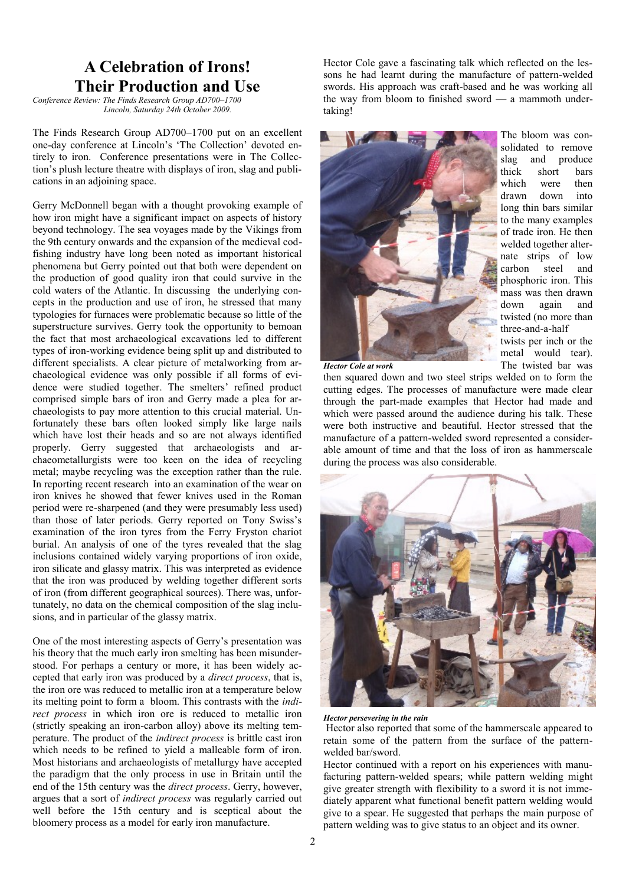# A Celebration of Irons! Their Production and Use

*Conference Review: The Finds Research Group AD700–1700 Lincoln, Saturday 24th October 2009.*

The Finds Research Group AD700–1700 put on an excellent one-day conference at Lincoln's 'The Collection' devoted entirely to iron. Conference presentations were in The Collection's plush lecture theatre with displays of iron, slag and publications in an adjoining space.

Gerry McDonnell began with a thought provoking example of how iron might have a significant impact on aspects of history beyond technology. The sea voyages made by the Vikings from the 9th century onwards and the expansion of the medieval cod-fishing industry have long been noted as important historical phenomena but Gerry pointed out that both were dependent on the production of good quality iron that could survive in the cold waters of the Atlantic. In discussing the underlying concepts in the production and use of iron, he stressed that many typologies for furnaces were problematic because so little of the superstructure survives. Gerry took the opportunity to bemoan the fact that most archaeological excavations led to different types of iron-working evidence being split up and distributed to different specialists. A clear picture of metalworking from archaeological evidence was only possible if all forms of evidence were studied together. The smelters' refined product comprised simple bars of iron and Gerry made a plea for archaeologists to pay more attention to this crucial material. Unfortunately these bars often looked simply like large nails which have lost their heads and so are not always identified properly. Gerry suggested that archaeologists and archaeometallurgists were too keen on the idea of recycling metal; maybe recycling was the exception rather than the rule. In reporting recent research into an examination of the wear on iron knives he showed that fewer knives used in the Roman period were re-sharpened (and they were presumably less used) than those of later periods. Gerry reported on Tony Swiss's examination of the iron tyres from the Ferry Fryston chariot burial. An analysis of one of the tyres revealed that the slag inclusions contained widely varying proportions of iron oxide, iron silicate and glassy matrix. This was interpreted as evidence that the iron was produced by welding together different sorts of iron (from different geographical sources). There was, unfortunately, no data on the chemical composition of the slag inclusions, and in particular of the glassy matrix.

One of the most interesting aspects of Gerry's presentation was his theory that the much early iron smelting has been misunderstood. For perhaps a century or more, it has been widely accepted that early iron was produced by a *direct process*, that is, the iron ore was reduced to metallic iron at a temperature below its melting point to form a bloom. This contrasts with the *indirect process* in which iron ore is reduced to metallic iron (strictly speaking an iron-carbon alloy) above its melting temperature. The product of the *indirect process* is brittle cast iron which needs to be refined to yield a malleable form of iron. Most historians and archaeologists of metallurgy have accepted the paradigm that the only process in use in Britain until the end of the 15th century was the *direct process*. Gerry, however, argues that a sort of *indirect process* was regularly carried out well before the 15th century and is sceptical about the bloomery process as a model for early iron manufacture.

Hector Cole gave a fascinating talk which reflected on the lessons he had learnt during the manufacture of pattern-welded swords. His approach was craft-based and he was working all the way from bloom to finished sword — a mammoth undertaking!

*Hector Cole at work*

The bloom was consolidated to remove slag and produce thick short bars which were then drawn down into long thin bars similar to the many examples of trade iron. He then welded together alternate strips of low carbon steel and phosphoric iron. This mass was then drawn down again and twisted (no more than three-and-a-half twists per inch or the metal would tear). The twisted bar was then squared down and two steel strips welded on to form the cutting edges. The processes of manufacture were made clear through the part-made examples that Hector had made and which were passed around the audience during his talk. These were both instructive and beautiful. Hector stressed that the manufacture of a pattern-welded sword represented a considerable amount of time and that the loss of iron as hammerscale during the process was also considerable.

*Hector persevering in the rain*

Hector also reported that some of the hammerscale appeared to retain some of the pattern from the surface of the pattern-welded bar/sword.

Hector continued with a report on his experiences with manufacturing pattern-welded spears; while pattern welding might give greater strength with flexibility to a sword it is not immediately apparent what functional benefit pattern welding would give to a spear. He suggested that perhaps the main purpose of pattern welding was to give status to an object and its owner.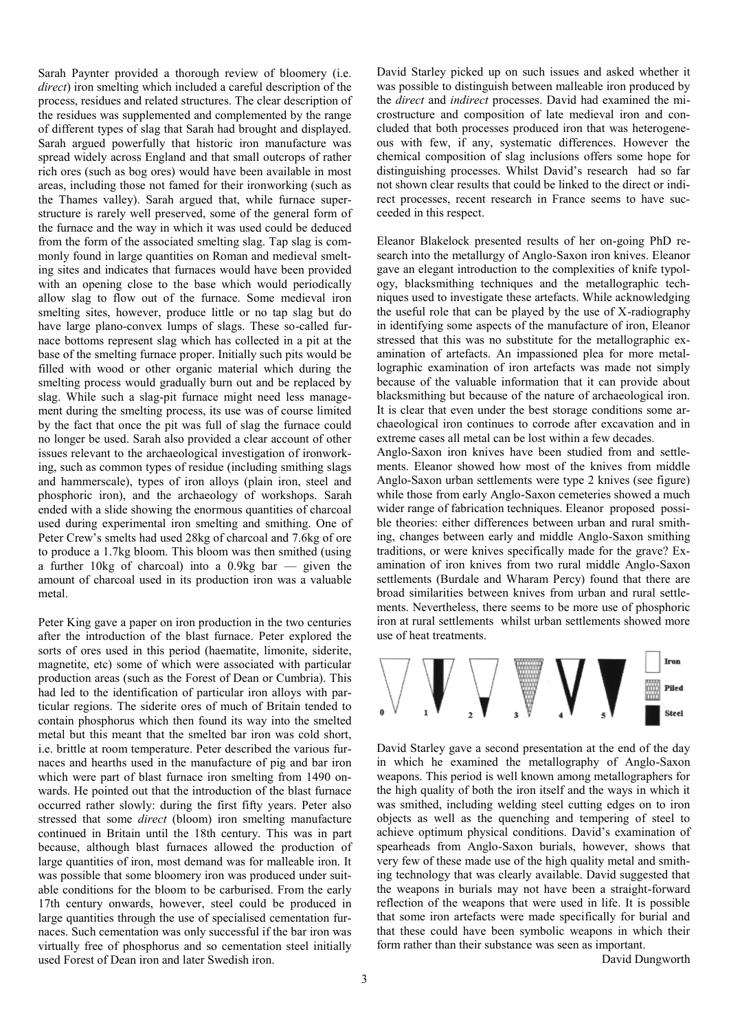Sarah Paynter provided a thorough review of bloomery (i.e. *direct*) iron smelting which included a careful description of the process, residues and related structures. The clear description of the residues was supplemented and complemented by the range of different types of slag that Sarah had brought and displayed. Sarah argued powerfully that historic iron manufacture was spread widely across England and that small outcrops of rather rich ores (such as bog ores) would have been available in most areas, including those not famed for their ironworking (such as the Thames valley). Sarah argued that, while furnace superstructure is rarely well preserved, some of the general form of the furnace and the way in which it was used could be deduced from the form of the associated smelting slag. Tap slag is commonly found in large quantities on Roman and medieval smelting sites and indicates that furnaces would have been provided with an opening close to the base which would periodically allow slag to flow out of the furnace. Some medieval iron smelting sites, however, produce little or no tap slag but do have large plano-convex lumps of slags. These so-called furnace bottoms represent slag which has collected in a pit at the base of the smelting furnace proper. Initially such pits would be filled with wood or other organic material which during the smelting process would gradually burn out and be replaced by slag. While such a slag-pit furnace might need less management during the smelting process, its use was of course limited by the fact that once the pit was full of slag the furnace could no longer be used. Sarah also provided a clear account of other issues relevant to the archaeological investigation of ironworking, such as common types of residue (including smithing slags and hammerscale), types of iron alloys (plain iron, steel and phosphoric iron), and the archaeology of workshops. Sarah ended with a slide showing the enormous quantities of charcoal used during experimental iron smelting and smithing. One of Peter Crew's smelts had used 28kg of charcoal and 7.6kg of ore to produce a 1.7kg bloom. This bloom was then smithed (using a further 10kg of charcoal) into a 0.9kg bar — given the amount of charcoal used in its production iron was a valuable metal.

Peter King gave a paper on iron production in the two centuries after the introduction of the blast furnace. Peter explored the sorts of ores used in this period (haematite, limonite, siderite, magnetite, etc) some of which were associated with particular production areas (such as the Forest of Dean or Cumbria). This had led to the identification of particular iron alloys with particular regions. The siderite ores of much of Britain tended to contain phosphorus which then found its way into the smelted metal but this meant that the smelted bar iron was cold short, i.e. brittle at room temperature. Peter described the various furnaces and hearths used in the manufacture of pig and bar iron which were part of blast furnace iron smelting from 1490 onwards. He pointed out that the introduction of the blast furnace occurred rather slowly: during the first fifty years. Peter also stressed that some *direct* (bloom) iron smelting manufacture continued in Britain until the 18th century. This was in part because, although blast furnaces allowed the production of large quantities of iron, most demand was for malleable iron. It was possible that some bloomery iron was produced under suitable conditions for the bloom to be carburised. From the early 17th century onwards, however, steel could be produced in large quantities through the use of specialised cementation furnaces. Such cementation was only successful if the bar iron was virtually free of phosphorus and so cementation steel initially used Forest of Dean iron and later Swedish iron.

David Starley picked up on such issues and asked whether it was possible to distinguish between malleable iron produced by the *direct* and *indirect* processes. David had examined the microstructure and composition of late medieval iron and concluded that both processes produced iron that was heterogeneous with few, if any, systematic differences. However the chemical composition of slag inclusions offers some hope for distinguishing processes. Whilst David's research had so far not shown clear results that could be linked to the direct or indirect processes, recent research in France seems to have succeeded in this respect.

Eleanor Blakelock presented results of her on-going PhD research into the metallurgy of Anglo-Saxon iron knives. Eleanor gave an elegant introduction to the complexities of knife typology, blacksmithing techniques and the metallographic techniques used to investigate these artefacts. While acknowledging the useful role that can be played by the use of X-radiography in identifying some aspects of the manufacture of iron, Eleanor stressed that this was no substitute for the metallographic examination of artefacts. An impassioned plea for more metallographic examination of iron artefacts was made not simply because of the valuable information that it can provide about blacksmithing but because of the nature of archaeological iron. It is clear that even under the best storage conditions some archaeological iron continues to corrode after excavation and in extreme cases all metal can be lost within a few decades.
Anglo-Saxon iron knives have been studied from and settlements. Eleanor showed how most of the knives from middle Anglo-Saxon urban settlements were type 2 knives (see figure) while those from early Anglo-Saxon cemeteries showed a much wider range of fabrication techniques. Eleanor proposed possible theories: either differences between urban and rural smithing, changes between early and middle Anglo-Saxon smithing traditions, or were knives specifically made for the grave? Examination of iron knives from two rural middle Anglo-Saxon settlements (Burdale and Wharam Percy) found that there are broad similarities between knives from urban and rural settlements. Nevertheless, there seems to be more use of phosphoric iron at rural settlements whilst urban settlements showed more use of heat treatments.

0 1 2 3 4 5 — Iron, Piled, Steel

David Starley gave a second presentation at the end of the day in which he examined the metallography of Anglo-Saxon weapons. This period is well known among metallographers for the high quality of both the iron itself and the ways in which it was smithed, including welding steel cutting edges on to iron objects as well as the quenching and tempering of steel to achieve optimum physical conditions. David's examination of spearheads from Anglo-Saxon burials, however, shows that very few of these made use of the high quality metal and smithing technology that was clearly available. David suggested that the weapons in burials may not have been a straight-forward reflection of the weapons that were used in life. It is possible that some iron artefacts were made specifically for burial and that these could have been symbolic weapons in which their form rather than their substance was seen as important.

David Dungworth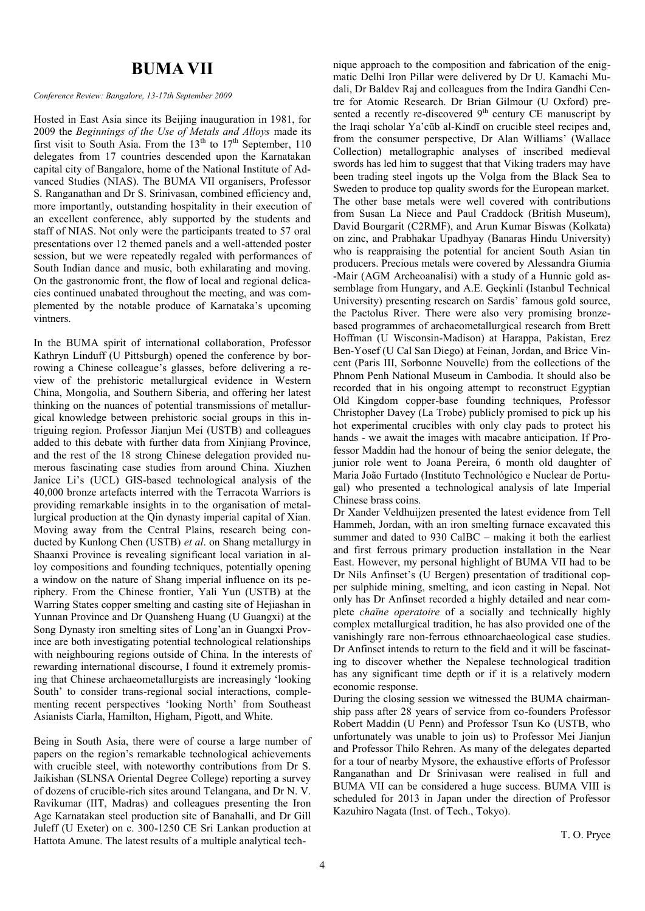# BUMA VII

*Conference Review: Bangalore, 13-17th September 2009*

Hosted in East Asia since its Beijing inauguration in 1981, for 2009 the *Beginnings of the Use of Metals and Alloys* made its first visit to South Asia. From the 13th to 17th September, 110 delegates from 17 countries descended upon the Karnatakan capital city of Bangalore, home of the National Institute of Advanced Studies (NIAS). The BUMA VII organisers, Professor S. Ranganathan and Dr S. Srinivasan, combined efficiency and, more importantly, outstanding hospitality in their execution of an excellent conference, ably supported by the students and staff of NIAS. Not only were the participants treated to 57 oral presentations over 12 themed panels and a well-attended poster session, but we were repeatedly regaled with performances of South Indian dance and music, both exhilarating and moving. On the gastronomic front, the flow of local and regional delicacies continued unabated throughout the meeting, and was complemented by the notable produce of Karnataka's upcoming vintners.

In the BUMA spirit of international collaboration, Professor Kathryn Linduff (U Pittsburgh) opened the conference by borrowing a Chinese colleague's glasses, before delivering a review of the prehistoric metallurgical evidence in Western China, Mongolia, and Southern Siberia, and offering her latest thinking on the nuances of potential transmissions of metallurgical knowledge between prehistoric social groups in this intriguing region. Professor Jianjun Mei (USTB) and colleagues added to this debate with further data from Xinjiang Province, and the rest of the 18 strong Chinese delegation provided numerous fascinating case studies from around China. Xiuzhen Janice Li's (UCL) GIS-based technological analysis of the 40,000 bronze artefacts interred with the Terracota Warriors is providing remarkable insights in to the organisation of metallurgical production at the Qin dynasty imperial capital of Xian. Moving away from the Central Plains, research being conducted by Kunlong Chen (USTB) *et al*. on Shang metallurgy in Shaanxi Province is revealing significant local variation in alloy compositions and founding techniques, potentially opening a window on the nature of Shang imperial influence on its periphery. From the Chinese frontier, Yali Yun (USTB) at the Warring States copper smelting and casting site of Hejiashan in Yunnan Province and Dr Quansheng Huang (U Guangxi) at the Song Dynasty iron smelting sites of Long'an in Guangxi Province are both investigating potential technological relationships with neighbouring regions outside of China. In the interests of rewarding international discourse, I found it extremely promising that Chinese archaeometallurgists are increasingly 'looking South' to consider trans-regional social interactions, complementing recent perspectives 'looking North' from Southeast Asianists Ciarla, Hamilton, Higham, Pigott, and White.

Being in South Asia, there were of course a large number of papers on the region's remarkable technological achievements with crucible steel, with noteworthy contributions from Dr S. Jaikishan (SLNSA Oriental Degree College) reporting a survey of dozens of crucible-rich sites around Telangana, and Dr N. V. Ravikumar (IIT, Madras) and colleagues presenting the Iron Age Karnatakan steel production site of Banahalli, and Dr Gill Juleff (U Exeter) on c. 300-1250 CE Sri Lankan production at Hattota Amune. The latest results of a multiple analytical technique approach to the composition and fabrication of the enigmatic Delhi Iron Pillar were delivered by Dr U. Kamachi Mudali, Dr Baldev Raj and colleagues from the Indira Gandhi Centre for Atomic Research. Dr Brian Gilmour (U Oxford) presented a recently re-discovered 9th century CE manuscript by the Iraqi scholar Ya'cūb al-Kindī on crucible steel recipes and, from the consumer perspective, Dr Alan Williams' (Wallace Collection) metallographic analyses of inscribed medieval swords has led him to suggest that that Viking traders may have been trading steel ingots up the Volga from the Black Sea to Sweden to produce top quality swords for the European market. The other base metals were well covered with contributions from Susan La Niece and Paul Craddock (British Museum), David Bourgarit (C2RMF), and Arun Kumar Biswas (Kolkata) on zinc, and Prabhakar Upadhyay (Banaras Hindu University) who is reappraising the potential for ancient South Asian tin producers. Precious metals were covered by Alessandra Giumia-Mair (AGM Archeoanalisi) with a study of a Hunnic gold assemblage from Hungary, and A.E. Geçkinli (Istanbul Technical University) presenting research on Sardis' famous gold source, the Pactolus River. There were also very promising bronze-based programmes of archaeometallurgical research from Brett Hoffman (U Wisconsin-Madison) at Harappa, Pakistan, Erez Ben-Yosef (U Cal San Diego) at Feinan, Jordan, and Brice Vincent (Paris III, Sorbonne Nouvelle) from the collections of the Phnom Penh National Museum in Cambodia. It should also be recorded that in his ongoing attempt to reconstruct Egyptian Old Kingdom copper-base founding techniques, Professor Christopher Davey (La Trobe) publicly promised to pick up his hot experimental crucibles with only clay pads to protect his hands - we await the images with macabre anticipation. If Professor Maddin had the honour of being the senior delegate, the junior role went to Joana Pereira, 6 month old daughter of Maria João Furtado (Instituto Technológico e Nuclear de Portugal) who presented a technological analysis of late Imperial Chinese brass coins.

Dr Xander Veldhuijzen presented the latest evidence from Tell Hammeh, Jordan, with an iron smelting furnace excavated this summer and dated to 930 CalBC – making it both the earliest and first ferrous primary production installation in the Near East. However, my personal highlight of BUMA VII had to be Dr Nils Anfinset's (U Bergen) presentation of traditional copper sulphide mining, smelting, and icon casting in Nepal. Not only has Dr Anfinset recorded a highly detailed and near complete *chaïne operatoire* of a socially and technically highly complex metallurgical tradition, he has also provided one of the vanishingly rare non-ferrous ethnoarchaeological case studies. Dr Anfinset intends to return to the field and it will be fascinating to discover whether the Nepalese technological tradition has any significant time depth or if it is a relatively modern economic response.

During the closing session we witnessed the BUMA chairmanship pass after 28 years of service from co-founders Professor Robert Maddin (U Penn) and Professor Tsun Ko (USTB, who unfortunately was unable to join us) to Professor Mei Jianjun and Professor Thilo Rehren. As many of the delegates departed for a tour of nearby Mysore, the exhaustive efforts of Professor Ranganathan and Dr Srinivasan were realised in full and BUMA VII can be considered a huge success. BUMA VIII is scheduled for 2013 in Japan under the direction of Professor Kazuhiro Nagata (Inst. of Tech., Tokyo).

T. O. Pryce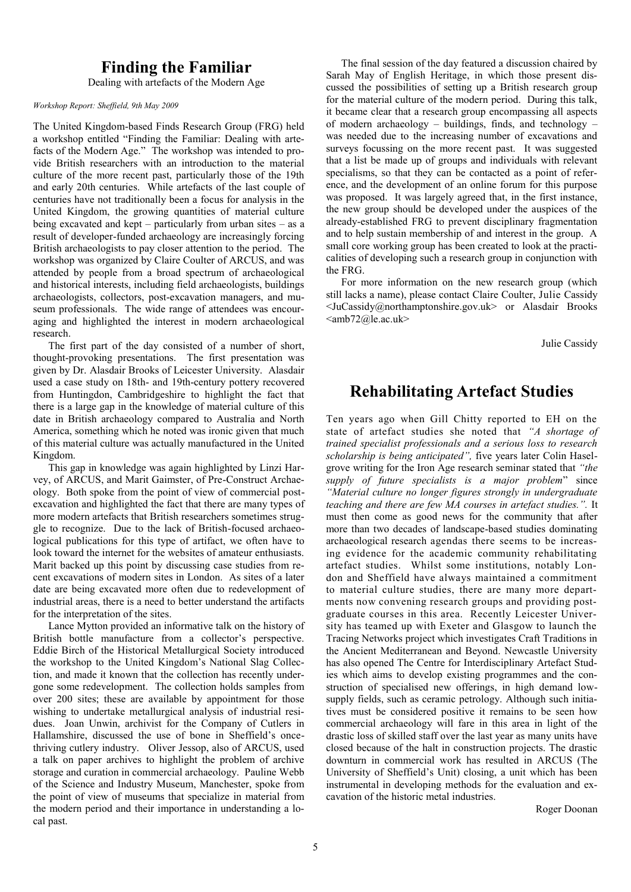# Finding the Familiar

Dealing with artefacts of the Modern Age

*Workshop Report: Sheffield, 9th May 2009*

The United Kingdom-based Finds Research Group (FRG) held a workshop entitled "Finding the Familiar: Dealing with artefacts of the Modern Age." The workshop was intended to provide British researchers with an introduction to the material culture of the more recent past, particularly those of the 19th and early 20th centuries. While artefacts of the last couple of centuries have not traditionally been a focus for analysis in the United Kingdom, the growing quantities of material culture being excavated and kept – particularly from urban sites – as a result of developer-funded archaeology are increasingly forcing British archaeologists to pay closer attention to the period. The workshop was organized by Claire Coulter of ARCUS, and was attended by people from a broad spectrum of archaeological and historical interests, including field archaeologists, buildings archaeologists, collectors, post-excavation managers, and museum professionals. The wide range of attendees was encouraging and highlighted the interest in modern archaeological research.

The first part of the day consisted of a number of short, thought-provoking presentations. The first presentation was given by Dr. Alasdair Brooks of Leicester University. Alasdair used a case study on 18th- and 19th-century pottery recovered from Huntingdon, Cambridgeshire to highlight the fact that there is a large gap in the knowledge of material culture of this date in British archaeology compared to Australia and North America, something which he noted was ironic given that much of this material culture was actually manufactured in the United Kingdom.

This gap in knowledge was again highlighted by Linzi Harvey, of ARCUS, and Marit Gaimster, of Pre-Construct Archaeology. Both spoke from the point of view of commercial post-excavation and highlighted the fact that there are many types of more modern artefacts that British researchers sometimes struggle to recognize. Due to the lack of British-focused archaeological publications for this type of artifact, we often have to look toward the internet for the websites of amateur enthusiasts. Marit backed up this point by discussing case studies from recent excavations of modern sites in London. As sites of a later date are being excavated more often due to redevelopment of industrial areas, there is a need to better understand the artifacts for the interpretation of the sites.

Lance Mytton provided an informative talk on the history of British bottle manufacture from a collector's perspective. Eddie Birch of the Historical Metallurgical Society introduced the workshop to the United Kingdom's National Slag Collection, and made it known that the collection has recently undergone some redevelopment. The collection holds samples from over 200 sites; these are available by appointment for those wishing to undertake metallurgical analysis of industrial residues. Joan Unwin, archivist for the Company of Cutlers in Hallamshire, discussed the use of bone in Sheffield's once-thriving cutlery industry. Oliver Jessop, also of ARCUS, used a talk on paper archives to highlight the problem of archive storage and curation in commercial archaeology. Pauline Webb of the Science and Industry Museum, Manchester, spoke from the point of view of museums that specialize in material from the modern period and their importance in understanding a local past.

The final session of the day featured a discussion chaired by Sarah May of English Heritage, in which those present discussed the possibilities of setting up a British research group for the material culture of the modern period. During this talk, it became clear that a research group encompassing all aspects of modern archaeology – buildings, finds, and technology – was needed due to the increasing number of excavations and surveys focussing on the more recent past. It was suggested that a list be made up of groups and individuals with relevant specialisms, so that they can be contacted as a point of reference, and the development of an online forum for this purpose was proposed. It was largely agreed that, in the first instance, the new group should be developed under the auspices of the already-established FRG to prevent disciplinary fragmentation and to help sustain membership of and interest in the group. A small core working group has been created to look at the practicalities of developing such a research group in conjunction with the FRG.

For more information on the new research group (which still lacks a name), please contact Claire Coulter, Julie Cassidy <JuCassidy@northamptonshire.gov.uk> or Alasdair Brooks <amb72@le.ac.uk>

Julie Cassidy

# Rehabilitating Artefact Studies

Ten years ago when Gill Chitty reported to EH on the state of artefact studies she noted that *"A shortage of trained specialist professionals and a serious loss to research scholarship is being anticipated",* five years later Colin Haselgrove writing for the Iron Age research seminar stated that *"the supply of future specialists is a major problem*" since *"Material culture no longer figures strongly in undergraduate teaching and there are few MA courses in artefact studies.".* It must then come as good news for the community that after more than two decades of landscape-based studies dominating archaeological research agendas there seems to be increasing evidence for the academic community rehabilitating artefact studies. Whilst some institutions, notably London and Sheffield have always maintained a commitment to material culture studies, there are many more departments now convening research groups and providing postgraduate courses in this area. Recently Leicester University has teamed up with Exeter and Glasgow to launch the Tracing Networks project which investigates Craft Traditions in the Ancient Mediterranean and Beyond. Newcastle University has also opened The Centre for Interdisciplinary Artefact Studies which aims to develop existing programmes and the construction of specialised new offerings, in high demand low-supply fields, such as ceramic petrology. Although such initiatives must be considered positive it remains to be seen how commercial archaeology will fare in this area in light of the drastic loss of skilled staff over the last year as many units have closed because of the halt in construction projects. The drastic downturn in commercial work has resulted in ARCUS (The University of Sheffield's Unit) closing, a unit which has been instrumental in developing methods for the evaluation and excavation of the historic metal industries.

Roger Doonan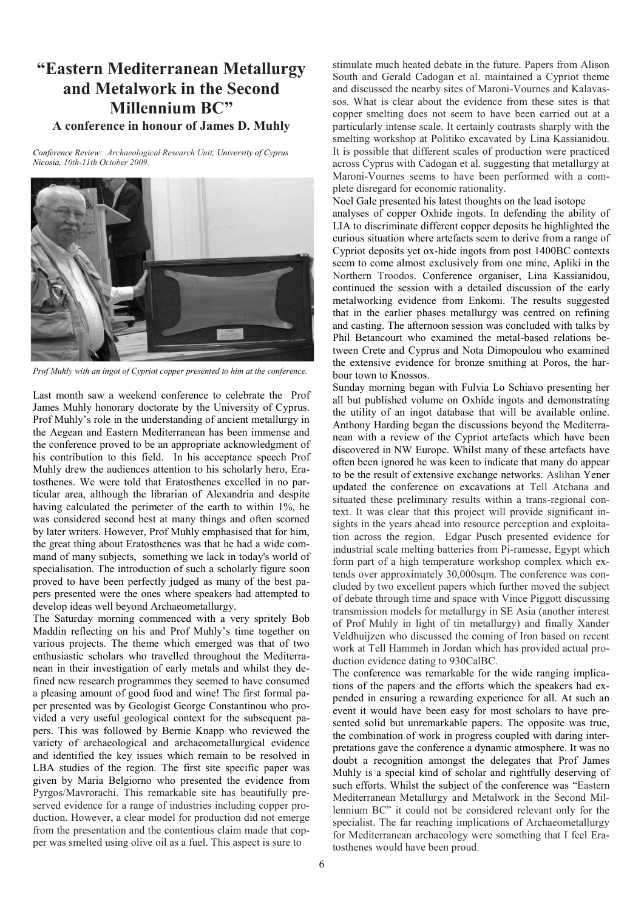# "Eastern Mediterranean Metallurgy and Metalwork in the Second Millennium BC"

### A conference in honour of James D. Muhly

*Conference Review: Archaeological Research Unit, University of Cyprus Nicosia, 10th-11th October 2009.*

*Prof Muhly with an ingot of Cypriot copper presented to him at the conference.*

Last month saw a weekend conference to celebrate the Prof James Muhly honorary doctorate by the University of Cyprus. Prof Muhly's role in the understanding of ancient metallurgy in the Aegean and Eastern Mediterranean has been immense and the conference proved to be an appropriate acknowledgment of his contribution to this field. In his acceptance speech Prof Muhly drew the audiences attention to his scholarly hero, Eratosthenes. We were told that Eratosthenes excelled in no particular area, although the librarian of Alexandria and despite having calculated the perimeter of the earth to within 1%, he was considered second best at many things and often scorned by later writers. However, Prof Muhly emphasised that for him, the great thing about Eratosthenes was that he had a wide command of many subjects, something we lack in today's world of specialisation. The introduction of such a scholarly figure soon proved to have been perfectly judged as many of the best papers presented were the ones where speakers had attempted to develop ideas well beyond Archaeometallurgy.

The Saturday morning commenced with a very spritely Bob Maddin reflecting on his and Prof Muhly's time together on various projects. The theme which emerged was that of two enthusiastic scholars who travelled throughout the Mediterranean in their investigation of early metals and whilst they defined new research programmes they seemed to have consumed a pleasing amount of good food and wine! The first formal paper presented was by Geologist George Constantinou who provided a very useful geological context for the subsequent papers. This was followed by Bernie Knapp who reviewed the variety of archaeological and archaeometallurgical evidence and identified the key issues which remain to be resolved in LBA studies of the region. The first site specific paper was given by Maria Belgiorno who presented the evidence from Pyrgos/Mavrorachi. This remarkable site has beautifully preserved evidence for a range of industries including copper production. However, a clear model for production did not emerge from the presentation and the contentious claim made that copper was smelted using olive oil as a fuel. This aspect is sure to stimulate much heated debate in the future. Papers from Alison South and Gerald Cadogan et al. maintained a Cypriot theme and discussed the nearby sites of Maroni-Vournes and Kalavassos. What is clear about the evidence from these sites is that copper smelting does not seem to have been carried out at a particularly intense scale. It certainly contrasts sharply with the smelting workshop at Politiko excavated by Lina Kassianidou. It is possible that different scales of production were practiced across Cyprus with Cadogan et al. suggesting that metallurgy at Maroni-Vournes seems to have been performed with a complete disregard for economic rationality.

Noel Gale presented his latest thoughts on the lead isotope analyses of copper Oxhide ingots. In defending the ability of LIA to discriminate different copper deposits he highlighted the curious situation where artefacts seem to derive from a range of Cypriot deposits yet ox-hide ingots from post 1400BC contexts seem to come almost exclusively from one mine, Apliki in the Northern Troodos. Conference organiser, Lina Kassianidou, continued the session with a detailed discussion of the early metalworking evidence from Enkomi. The results suggested that in the earlier phases metallurgy was centred on refining and casting. The afternoon session was concluded with talks by Phil Betancourt who examined the metal-based relations between Crete and Cyprus and Nota Dimopoulou who examined the extensive evidence for bronze smithing at Poros, the harbour town to Knossos.

Sunday morning began with Fulvia Lo Schiavo presenting her all but published volume on Oxhide ingots and demonstrating the utility of an ingot database that will be available online. Anthony Harding began the discussions beyond the Mediterranean with a review of the Cypriot artefacts which have been discovered in NW Europe. Whilst many of these artefacts have often been ignored he was keen to indicate that many do appear to be the result of extensive exchange networks. Aslihan Yener updated the conference on excavations at Tell Atchana and situated these preliminary results within a trans-regional context. It was clear that this project will provide significant insights in the years ahead into resource perception and exploitation across the region. Edgar Pusch presented evidence for industrial scale melting batteries from Pi-ramesse, Egypt which form part of a high temperature workshop complex which extends over approximately 30,000sqm. The conference was concluded by two excellent papers which further moved the subject of debate through time and space with Vince Piggott discussing transmission models for metallurgy in SE Asia (another interest of Prof Muhly in light of tin metallurgy) and finally Xander Veldhuijzen who discussed the coming of Iron based on recent work at Tell Hammeh in Jordan which has provided actual production evidence dating to 930CalBC.

The conference was remarkable for the wide ranging implications of the papers and the efforts which the speakers had expended in ensuring a rewarding experience for all. At such an event it would have been easy for most scholars to have presented solid but unremarkable papers. The opposite was true, the combination of work in progress coupled with daring interpretations gave the conference a dynamic atmosphere. It was no doubt a recognition amongst the delegates that Prof James Muhly is a special kind of scholar and rightfully deserving of such efforts. Whilst the subject of the conference was "Eastern Mediterranean Metallurgy and Metalwork in the Second Millennium BC" it could not be considered relevant only for the specialist. The far reaching implications of Archaeometallurgy for Mediterranean archaeology were something that I feel Eratosthenes would have been proud.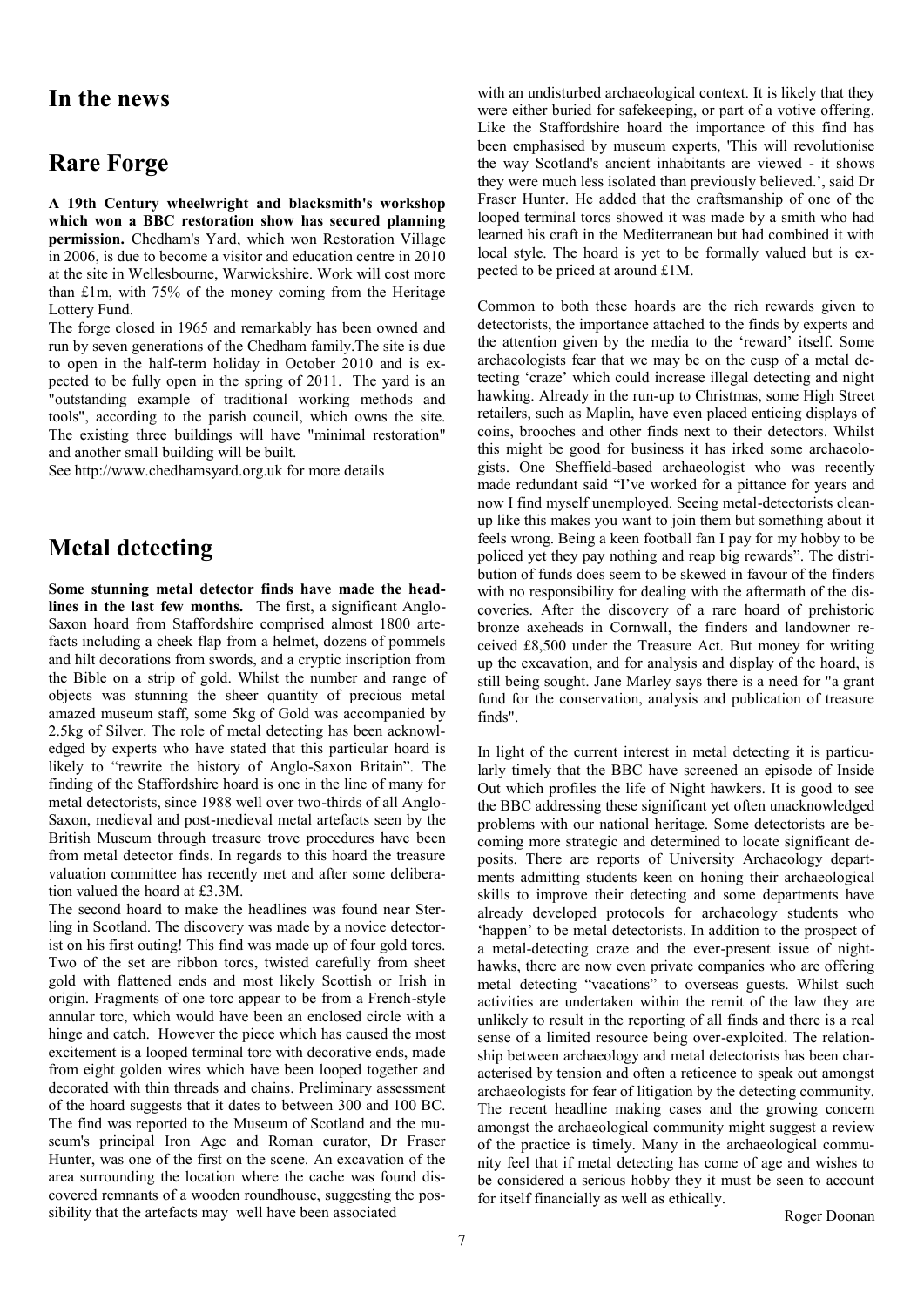# In the news

## Rare Forge

**A 19th Century wheelwright and blacksmith's workshop which won a BBC restoration show has secured planning permission.** Chedham's Yard, which won Restoration Village in 2006, is due to become a visitor and education centre in 2010 at the site in Wellesbourne, Warwickshire. Work will cost more than £1m, with 75% of the money coming from the Heritage Lottery Fund.

The forge closed in 1965 and remarkably has been owned and run by seven generations of the Chedham family.The site is due to open in the half-term holiday in October 2010 and is expected to be fully open in the spring of 2011. The yard is an "outstanding example of traditional working methods and tools", according to the parish council, which owns the site. The existing three buildings will have "minimal restoration" and another small building will be built.

See http://www.chedhamsyard.org.uk for more details

## Metal detecting

**Some stunning metal detector finds have made the headlines in the last few months.** The first, a significant Anglo-Saxon hoard from Staffordshire comprised almost 1800 artefacts including a cheek flap from a helmet, dozens of pommels and hilt decorations from swords, and a cryptic inscription from the Bible on a strip of gold. Whilst the number and range of objects was stunning the sheer quantity of precious metal amazed museum staff, some 5kg of Gold was accompanied by 2.5kg of Silver. The role of metal detecting has been acknowledged by experts who have stated that this particular hoard is likely to "rewrite the history of Anglo-Saxon Britain". The finding of the Staffordshire hoard is one in the line of many for metal detectorists, since 1988 well over two-thirds of all Anglo-Saxon, medieval and post-medieval metal artefacts seen by the British Museum through treasure trove procedures have been from metal detector finds. In regards to this hoard the treasure valuation committee has recently met and after some deliberation valued the hoard at £3.3M.

The second hoard to make the headlines was found near Sterling in Scotland. The discovery was made by a novice detectorist on his first outing! This find was made up of four gold torcs. Two of the set are ribbon torcs, twisted carefully from sheet gold with flattened ends and most likely Scottish or Irish in origin. Fragments of one torc appear to be from a French-style annular torc, which would have been an enclosed circle with a hinge and catch. However the piece which has caused the most excitement is a looped terminal torc with decorative ends, made from eight golden wires which have been looped together and decorated with thin threads and chains. Preliminary assessment of the hoard suggests that it dates to between 300 and 100 BC. The find was reported to the Museum of Scotland and the museum's principal Iron Age and Roman curator, Dr Fraser Hunter, was one of the first on the scene. An excavation of the area surrounding the location where the cache was found discovered remnants of a wooden roundhouse, suggesting the possibility that the artefacts may well have been associated with an undisturbed archaeological context. It is likely that they were either buried for safekeeping, or part of a votive offering. Like the Staffordshire hoard the importance of this find has been emphasised by museum experts, 'This will revolutionise the way Scotland's ancient inhabitants are viewed - it shows they were much less isolated than previously believed.', said Dr Fraser Hunter. He added that the craftsmanship of one of the looped terminal torcs showed it was made by a smith who had learned his craft in the Mediterranean but had combined it with local style. The hoard is yet to be formally valued but is expected to be priced at around £1M.

Common to both these hoards are the rich rewards given to detectorists, the importance attached to the finds by experts and the attention given by the media to the 'reward' itself. Some archaeologists fear that we may be on the cusp of a metal detecting 'craze' which could increase illegal detecting and night hawking. Already in the run-up to Christmas, some High Street retailers, such as Maplin, have even placed enticing displays of coins, brooches and other finds next to their detectors. Whilst this might be good for business it has irked some archaeologists. One Sheffield-based archaeologist who was recently made redundant said "I've worked for a pittance for years and now I find myself unemployed. Seeing metal-detectorists clean-up like this makes you want to join them but something about it feels wrong. Being a keen football fan I pay for my hobby to be policed yet they pay nothing and reap big rewards". The distribution of funds does seem to be skewed in favour of the finders with no responsibility for dealing with the aftermath of the discoveries. After the discovery of a rare hoard of prehistoric bronze axeheads in Cornwall, the finders and landowner received £8,500 under the Treasure Act. But money for writing up the excavation, and for analysis and display of the hoard, is still being sought. Jane Marley says there is a need for "a grant fund for the conservation, analysis and publication of treasure finds".

In light of the current interest in metal detecting it is particularly timely that the BBC have screened an episode of Inside Out which profiles the life of Night hawkers. It is good to see the BBC addressing these significant yet often unacknowledged problems with our national heritage. Some detectorists are becoming more strategic and determined to locate significant deposits. There are reports of University Archaeology departments admitting students keen on honing their archaeological skills to improve their detecting and some departments have already developed protocols for archaeology students who 'happen' to be metal detectorists. In addition to the prospect of a metal-detecting craze and the ever-present issue of night-hawks, there are now even private companies who are offering metal detecting "vacations" to overseas guests. Whilst such activities are undertaken within the remit of the law they are unlikely to result in the reporting of all finds and there is a real sense of a limited resource being over-exploited. The relationship between archaeology and metal detectorists has been characterised by tension and often a reticence to speak out amongst archaeologists for fear of litigation by the detecting community. The recent headline making cases and the growing concern amongst the archaeological community might suggest a review of the practice is timely. Many in the archaeological community feel that if metal detecting has come of age and wishes to be considered a serious hobby they it must be seen to account for itself financially as well as ethically.

Roger Doonan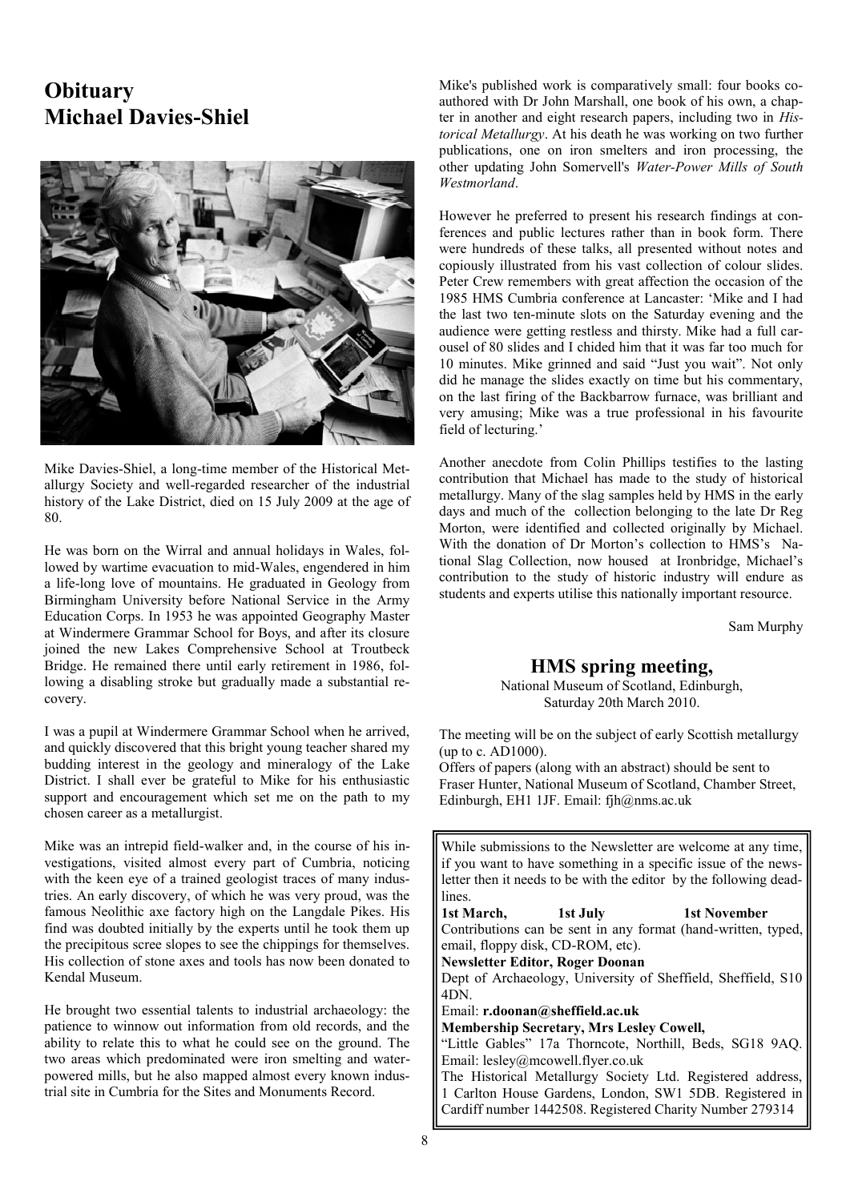# Obituary
# Michael Davies-Shiel

Mike Davies-Shiel, a long-time member of the Historical Metallurgy Society and well-regarded researcher of the industrial history of the Lake District, died on 15 July 2009 at the age of 80.

He was born on the Wirral and annual holidays in Wales, followed by wartime evacuation to mid-Wales, engendered in him a life-long love of mountains. He graduated in Geology from Birmingham University before National Service in the Army Education Corps. In 1953 he was appointed Geography Master at Windermere Grammar School for Boys, and after its closure joined the new Lakes Comprehensive School at Troutbeck Bridge. He remained there until early retirement in 1986, following a disabling stroke but gradually made a substantial recovery.

I was a pupil at Windermere Grammar School when he arrived, and quickly discovered that this bright young teacher shared my budding interest in the geology and mineralogy of the Lake District. I shall ever be grateful to Mike for his enthusiastic support and encouragement which set me on the path to my chosen career as a metallurgist.

Mike was an intrepid field-walker and, in the course of his investigations, visited almost every part of Cumbria, noticing with the keen eye of a trained geologist traces of many industries. An early discovery, of which he was very proud, was the famous Neolithic axe factory high on the Langdale Pikes. His find was doubted initially by the experts until he took them up the precipitous scree slopes to see the chippings for themselves. His collection of stone axes and tools has now been donated to Kendal Museum.

He brought two essential talents to industrial archaeology: the patience to winnow out information from old records, and the ability to relate this to what he could see on the ground. The two areas which predominated were iron smelting and water-powered mills, but he also mapped almost every known industrial site in Cumbria for the Sites and Monuments Record.

Mike's published work is comparatively small: four books co-authored with Dr John Marshall, one book of his own, a chapter in another and eight research papers, including two in *Historical Metallurgy*. At his death he was working on two further publications, one on iron smelters and iron processing, the other updating John Somervell's *Water-Power Mills of South Westmorland*.

However he preferred to present his research findings at conferences and public lectures rather than in book form. There were hundreds of these talks, all presented without notes and copiously illustrated from his vast collection of colour slides. Peter Crew remembers with great affection the occasion of the 1985 HMS Cumbria conference at Lancaster: 'Mike and I had the last two ten-minute slots on the Saturday evening and the audience were getting restless and thirsty. Mike had a full carousel of 80 slides and I chided him that it was far too much for 10 minutes. Mike grinned and said "Just you wait". Not only did he manage the slides exactly on time but his commentary, on the last firing of the Backbarrow furnace, was brilliant and very amusing; Mike was a true professional in his favourite field of lecturing.'

Another anecdote from Colin Phillips testifies to the lasting contribution that Michael has made to the study of historical metallurgy. Many of the slag samples held by HMS in the early days and much of the collection belonging to the late Dr Reg Morton, were identified and collected originally by Michael. With the donation of Dr Morton's collection to HMS's National Slag Collection, now housed at Ironbridge, Michael's contribution to the study of historic industry will endure as students and experts utilise this nationally important resource.

Sam Murphy

## HMS spring meeting,

National Museum of Scotland, Edinburgh,
Saturday 20th March 2010.

The meeting will be on the subject of early Scottish metallurgy (up to c. AD1000).

Offers of papers (along with an abstract) should be sent to Fraser Hunter, National Museum of Scotland, Chamber Street, Edinburgh, EH1 1JF. Email: fjh@nms.ac.uk

---

While submissions to the Newsletter are welcome at any time, if you want to have something in a specific issue of the newsletter then it needs to be with the editor by the following deadlines.

**1st March, 1st July 1st November**

Contributions can be sent in any format (hand-written, typed, email, floppy disk, CD-ROM, etc).

**Newsletter Editor, Roger Doonan**

Dept of Archaeology, University of Sheffield, Sheffield, S10 4DN.

Email: **r.doonan@sheffield.ac.uk**

**Membership Secretary, Mrs Lesley Cowell,**

"Little Gables" 17a Thorncote, Northill, Beds, SG18 9AQ. Email: lesley@mcowell.flyer.co.uk

The Historical Metallurgy Society Ltd. Registered address, 1 Carlton House Gardens, London, SW1 5DB. Registered in Cardiff number 1442508. Registered Charity Number 279314